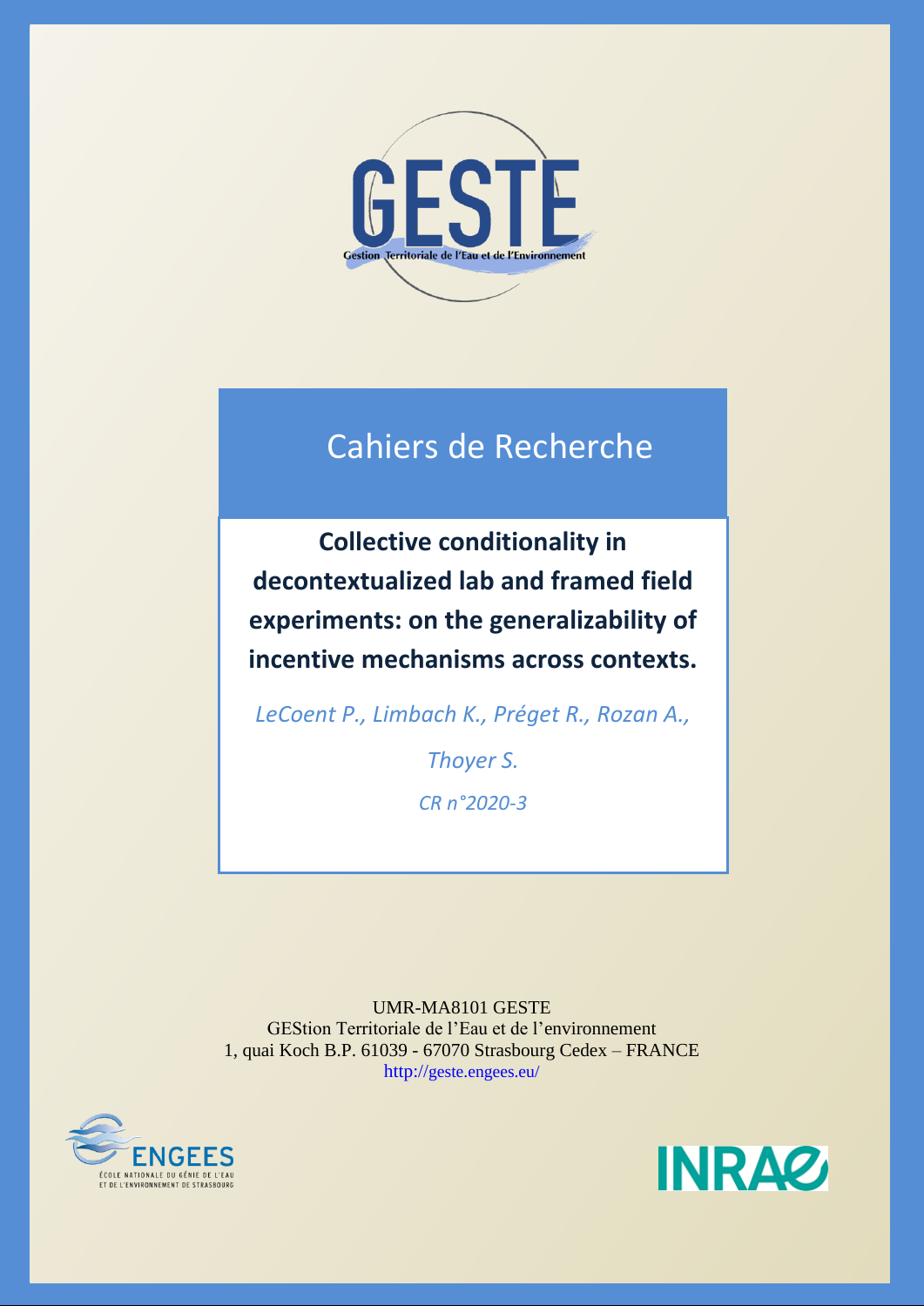GESTE

Gestion Territoriale de l'Eau et de l'Environnement

## Cahiers de Recherche

# Collective conditionality in decontextualized lab and framed field experiments: on the generalizability of incentive mechanisms across contexts.

*LeCoent P., Limbach K., Préget R., Rozan A., Thoyer S.*

*CR n°2020-3*

UMR-MA8101 GESTE
GEStion Territoriale de l'Eau et de l'environnement
1, quai Koch B.P. 61039 - 67070 Strasbourg Cedex – FRANCE
http://geste.engees.eu/

ENGEES
ÉCOLE NATIONALE DU GÉNIE DE L'EAU ET DE L'ENVIRONNEMENT DE STRASBOURG

INRAE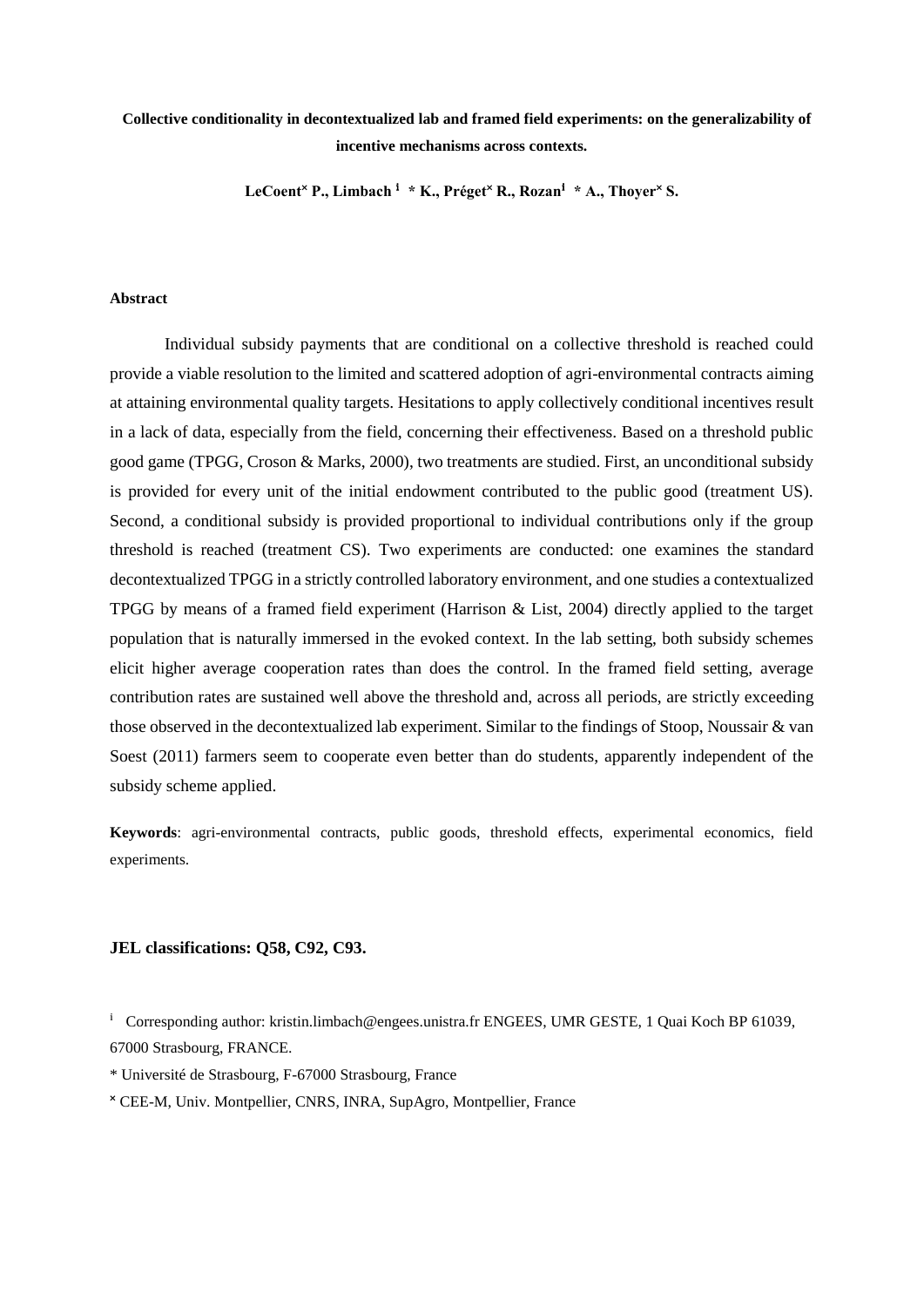**Collective conditionality in decontextualized lab and framed field experiments: on the generalizability of incentive mechanisms across contexts.**

**LeCoent[×] P., Limbach [1] * K., Préget[×] R., Rozan[1] * A., Thoyer[×] S.**

**Abstract**

Individual subsidy payments that are conditional on a collective threshold is reached could provide a viable resolution to the limited and scattered adoption of agri-environmental contracts aiming at attaining environmental quality targets. Hesitations to apply collectively conditional incentives result in a lack of data, especially from the field, concerning their effectiveness. Based on a threshold public good game (TPGG, Croson & Marks, 2000), two treatments are studied. First, an unconditional subsidy is provided for every unit of the initial endowment contributed to the public good (treatment US). Second, a conditional subsidy is provided proportional to individual contributions only if the group threshold is reached (treatment CS). Two experiments are conducted: one examines the standard decontextualized TPGG in a strictly controlled laboratory environment, and one studies a contextualized TPGG by means of a framed field experiment (Harrison & List, 2004) directly applied to the target population that is naturally immersed in the evoked context. In the lab setting, both subsidy schemes elicit higher average cooperation rates than does the control. In the framed field setting, average contribution rates are sustained well above the threshold and, across all periods, are strictly exceeding those observed in the decontextualized lab experiment. Similar to the findings of Stoop, Noussair & van Soest (2011) farmers seem to cooperate even better than do students, apparently independent of the subsidy scheme applied.

**Keywords**: agri-environmental contracts, public goods, threshold effects, experimental economics, field experiments.

**JEL classifications: Q58, C92, C93.**

[i] Corresponding author: kristin.limbach@engees.unistra.fr ENGEES, UMR GESTE, 1 Quai Koch BP 61039, 67000 Strasbourg, FRANCE.

* Université de Strasbourg, F-67000 Strasbourg, France

[×] CEE-M, Univ. Montpellier, CNRS, INRA, SupAgro, Montpellier, France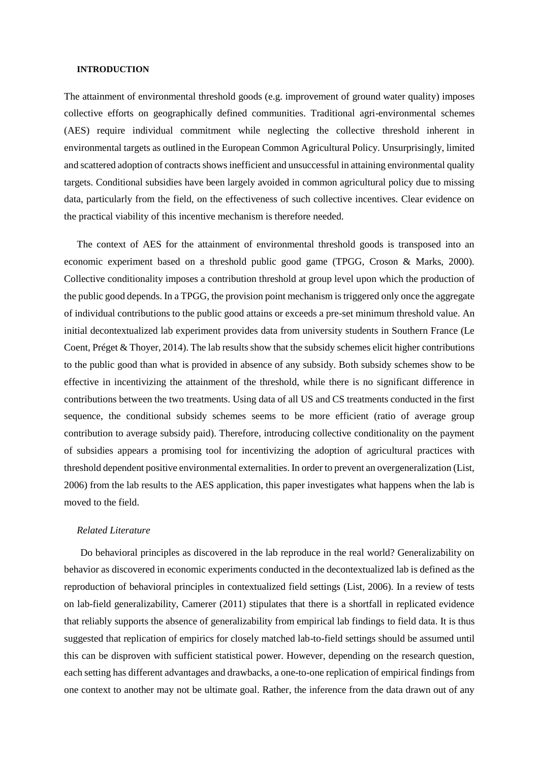**INTRODUCTION**

The attainment of environmental threshold goods (e.g. improvement of ground water quality) imposes collective efforts on geographically defined communities. Traditional agri-environmental schemes (AES) require individual commitment while neglecting the collective threshold inherent in environmental targets as outlined in the European Common Agricultural Policy. Unsurprisingly, limited and scattered adoption of contracts shows inefficient and unsuccessful in attaining environmental quality targets. Conditional subsidies have been largely avoided in common agricultural policy due to missing data, particularly from the field, on the effectiveness of such collective incentives. Clear evidence on the practical viability of this incentive mechanism is therefore needed.

The context of AES for the attainment of environmental threshold goods is transposed into an economic experiment based on a threshold public good game (TPGG, Croson & Marks, 2000). Collective conditionality imposes a contribution threshold at group level upon which the production of the public good depends. In a TPGG, the provision point mechanism is triggered only once the aggregate of individual contributions to the public good attains or exceeds a pre-set minimum threshold value. An initial decontextualized lab experiment provides data from university students in Southern France (Le Coent, Préget & Thoyer, 2014). The lab results show that the subsidy schemes elicit higher contributions to the public good than what is provided in absence of any subsidy. Both subsidy schemes show to be effective in incentivizing the attainment of the threshold, while there is no significant difference in contributions between the two treatments. Using data of all US and CS treatments conducted in the first sequence, the conditional subsidy schemes seems to be more efficient (ratio of average group contribution to average subsidy paid). Therefore, introducing collective conditionality on the payment of subsidies appears a promising tool for incentivizing the adoption of agricultural practices with threshold dependent positive environmental externalities. In order to prevent an overgeneralization (List, 2006) from the lab results to the AES application, this paper investigates what happens when the lab is moved to the field.

*Related Literature*

Do behavioral principles as discovered in the lab reproduce in the real world? Generalizability on behavior as discovered in economic experiments conducted in the decontextualized lab is defined as the reproduction of behavioral principles in contextualized field settings (List, 2006). In a review of tests on lab-field generalizability, Camerer (2011) stipulates that there is a shortfall in replicated evidence that reliably supports the absence of generalizability from empirical lab findings to field data. It is thus suggested that replication of empirics for closely matched lab-to-field settings should be assumed until this can be disproven with sufficient statistical power. However, depending on the research question, each setting has different advantages and drawbacks, a one-to-one replication of empirical findings from one context to another may not be ultimate goal. Rather, the inference from the data drawn out of any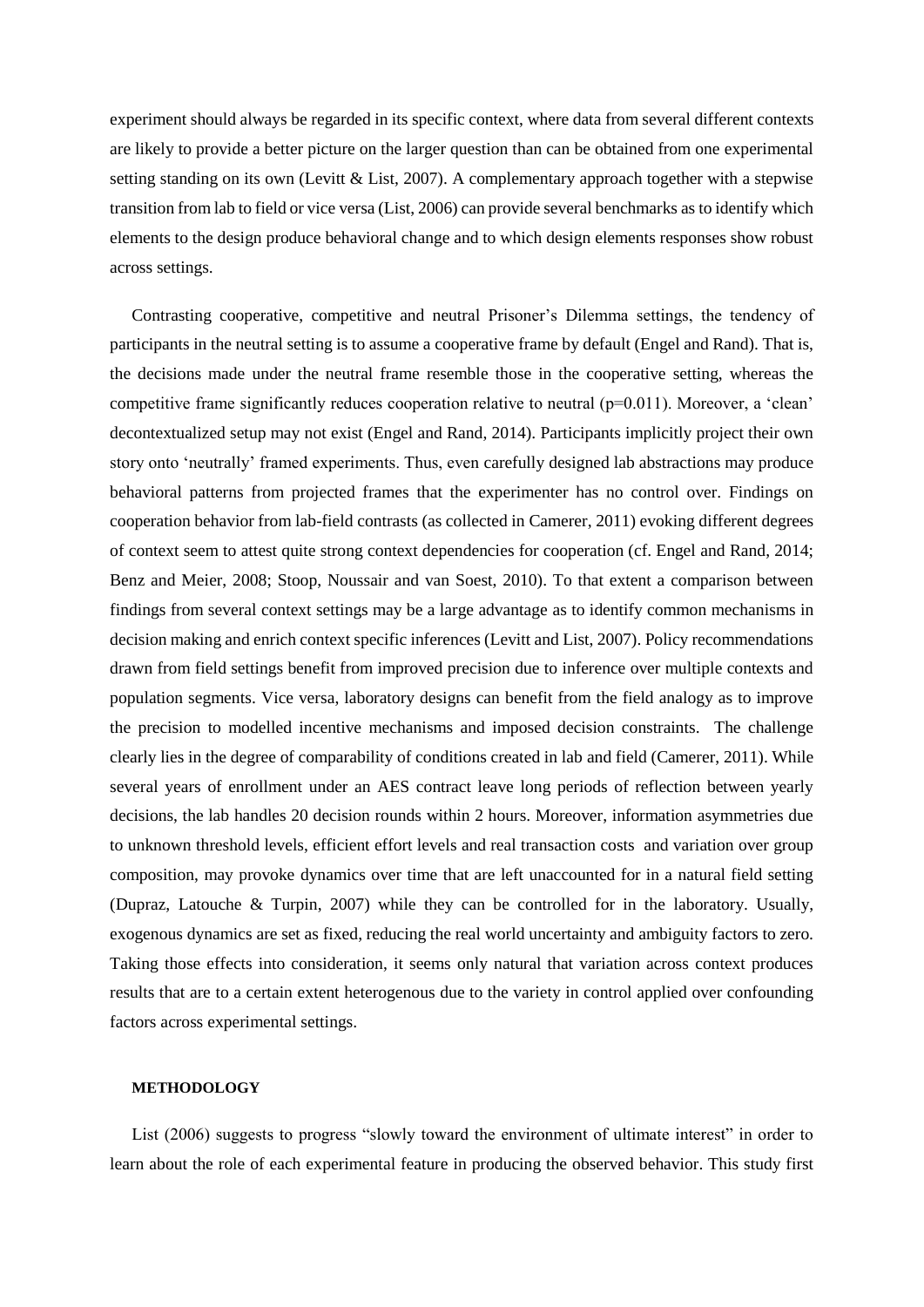experiment should always be regarded in its specific context, where data from several different contexts are likely to provide a better picture on the larger question than can be obtained from one experimental setting standing on its own (Levitt & List, 2007). A complementary approach together with a stepwise transition from lab to field or vice versa (List, 2006) can provide several benchmarks as to identify which elements to the design produce behavioral change and to which design elements responses show robust across settings.

Contrasting cooperative, competitive and neutral Prisoner's Dilemma settings, the tendency of participants in the neutral setting is to assume a cooperative frame by default (Engel and Rand). That is, the decisions made under the neutral frame resemble those in the cooperative setting, whereas the competitive frame significantly reduces cooperation relative to neutral ($p=0.011$). Moreover, a 'clean' decontextualized setup may not exist (Engel and Rand, 2014). Participants implicitly project their own story onto 'neutrally' framed experiments. Thus, even carefully designed lab abstractions may produce behavioral patterns from projected frames that the experimenter has no control over. Findings on cooperation behavior from lab-field contrasts (as collected in Camerer, 2011) evoking different degrees of context seem to attest quite strong context dependencies for cooperation (cf. Engel and Rand, 2014; Benz and Meier, 2008; Stoop, Noussair and van Soest, 2010). To that extent a comparison between findings from several context settings may be a large advantage as to identify common mechanisms in decision making and enrich context specific inferences (Levitt and List, 2007). Policy recommendations drawn from field settings benefit from improved precision due to inference over multiple contexts and population segments. Vice versa, laboratory designs can benefit from the field analogy as to improve the precision to modelled incentive mechanisms and imposed decision constraints. The challenge clearly lies in the degree of comparability of conditions created in lab and field (Camerer, 2011). While several years of enrollment under an AES contract leave long periods of reflection between yearly decisions, the lab handles 20 decision rounds within 2 hours. Moreover, information asymmetries due to unknown threshold levels, efficient effort levels and real transaction costs and variation over group composition, may provoke dynamics over time that are left unaccounted for in a natural field setting (Dupraz, Latouche & Turpin, 2007) while they can be controlled for in the laboratory. Usually, exogenous dynamics are set as fixed, reducing the real world uncertainty and ambiguity factors to zero. Taking those effects into consideration, it seems only natural that variation across context produces results that are to a certain extent heterogenous due to the variety in control applied over confounding factors across experimental settings.

## METHODOLOGY

List (2006) suggests to progress "slowly toward the environment of ultimate interest" in order to learn about the role of each experimental feature in producing the observed behavior. This study first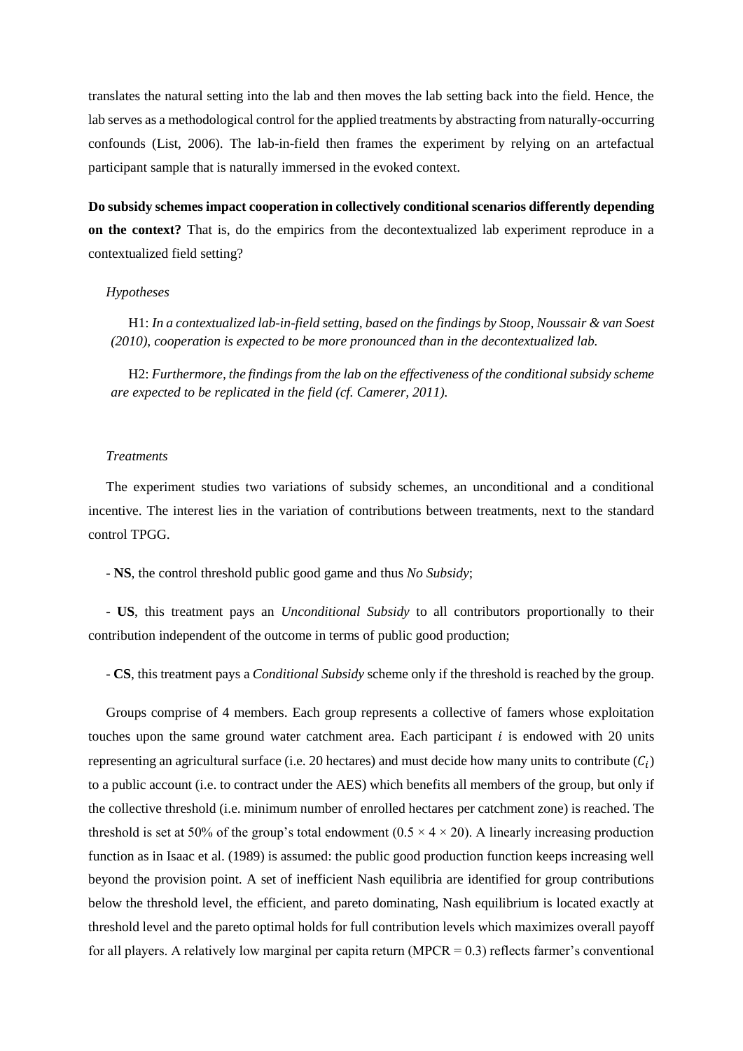translates the natural setting into the lab and then moves the lab setting back into the field. Hence, the lab serves as a methodological control for the applied treatments by abstracting from naturally-occurring confounds (List, 2006). The lab-in-field then frames the experiment by relying on an artefactual participant sample that is naturally immersed in the evoked context.

**Do subsidy schemes impact cooperation in collectively conditional scenarios differently depending on the context?** That is, do the empirics from the decontextualized lab experiment reproduce in a contextualized field setting?

*Hypotheses*

H1: *In a contextualized lab-in-field setting, based on the findings by Stoop, Noussair & van Soest (2010), cooperation is expected to be more pronounced than in the decontextualized lab.*

H2: *Furthermore, the findings from the lab on the effectiveness of the conditional subsidy scheme are expected to be replicated in the field (cf. Camerer, 2011).*

*Treatments*

The experiment studies two variations of subsidy schemes, an unconditional and a conditional incentive. The interest lies in the variation of contributions between treatments, next to the standard control TPGG.

- **NS**, the control threshold public good game and thus *No Subsidy*;

- **US**, this treatment pays an *Unconditional Subsidy* to all contributors proportionally to their contribution independent of the outcome in terms of public good production;

- **CS**, this treatment pays a *Conditional Subsidy* scheme only if the threshold is reached by the group.

Groups comprise of 4 members. Each group represents a collective of famers whose exploitation touches upon the same ground water catchment area. Each participant $i$ is endowed with 20 units representing an agricultural surface (i.e. 20 hectares) and must decide how many units to contribute ($C_i$) to a public account (i.e. to contract under the AES) which benefits all members of the group, but only if the collective threshold (i.e. minimum number of enrolled hectares per catchment zone) is reached. The threshold is set at 50% of the group's total endowment ($0.5 \times 4 \times 20$). A linearly increasing production function as in Isaac et al. (1989) is assumed: the public good production function keeps increasing well beyond the provision point. A set of inefficient Nash equilibria are identified for group contributions below the threshold level, the efficient, and pareto dominating, Nash equilibrium is located exactly at threshold level and the pareto optimal holds for full contribution levels which maximizes overall payoff for all players. A relatively low marginal per capita return (MPCR = 0.3) reflects farmer's conventional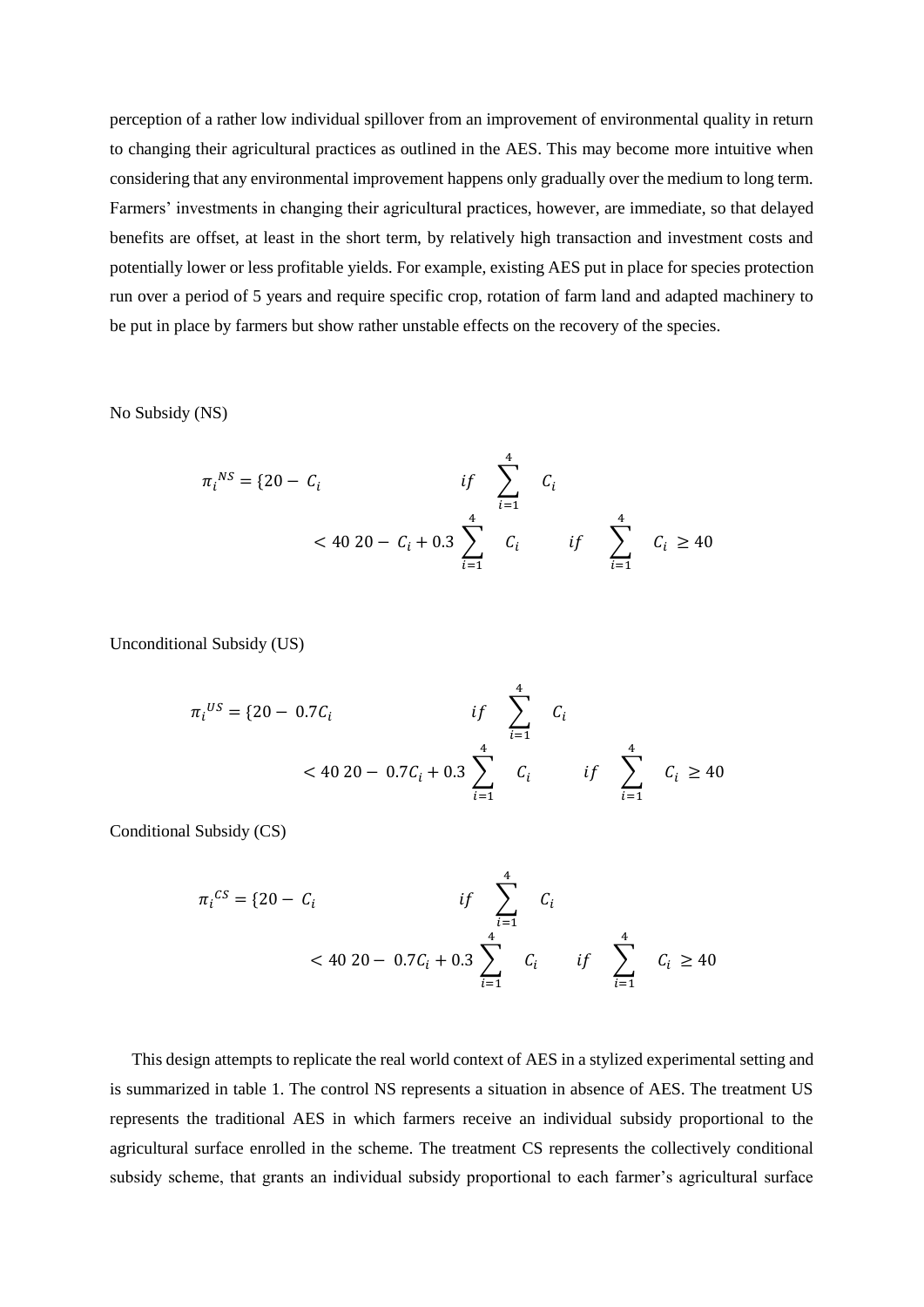perception of a rather low individual spillover from an improvement of environmental quality in return to changing their agricultural practices as outlined in the AES. This may become more intuitive when considering that any environmental improvement happens only gradually over the medium to long term. Farmers' investments in changing their agricultural practices, however, are immediate, so that delayed benefits are offset, at least in the short term, by relatively high transaction and investment costs and potentially lower or less profitable yields. For example, existing AES put in place for species protection run over a period of 5 years and require specific crop, rotation of farm land and adapted machinery to be put in place by farmers but show rather unstable effects on the recovery of the species.

No Subsidy (NS)

$$\pi_i^{NS} = \begin{cases} 20 - C_i & \text{if } \sum_{i=1}^{4} C_i < 40 \\ 20 - C_i + 0.3 \sum_{i=1}^{4} C_i & \text{if } \sum_{i=1}^{4} C_i \geq 40 \end{cases}$$

Unconditional Subsidy (US)

$$\pi_i^{US} = \begin{cases} 20 - 0.7C_i & \text{if } \sum_{i=1}^{4} C_i < 40 \\ 20 - 0.7C_i + 0.3 \sum_{i=1}^{4} C_i & \text{if } \sum_{i=1}^{4} C_i \geq 40 \end{cases}$$

Conditional Subsidy (CS)

$$\pi_i^{CS} = \begin{cases} 20 - C_i & \text{if } \sum_{i=1}^{4} C_i < 40 \\ 20 - 0.7C_i + 0.3 \sum_{i=1}^{4} C_i & \text{if } \sum_{i=1}^{4} C_i \geq 40 \end{cases}$$

This design attempts to replicate the real world context of AES in a stylized experimental setting and is summarized in table 1. The control NS represents a situation in absence of AES. The treatment US represents the traditional AES in which farmers receive an individual subsidy proportional to the agricultural surface enrolled in the scheme. The treatment CS represents the collectively conditional subsidy scheme, that grants an individual subsidy proportional to each farmer's agricultural surface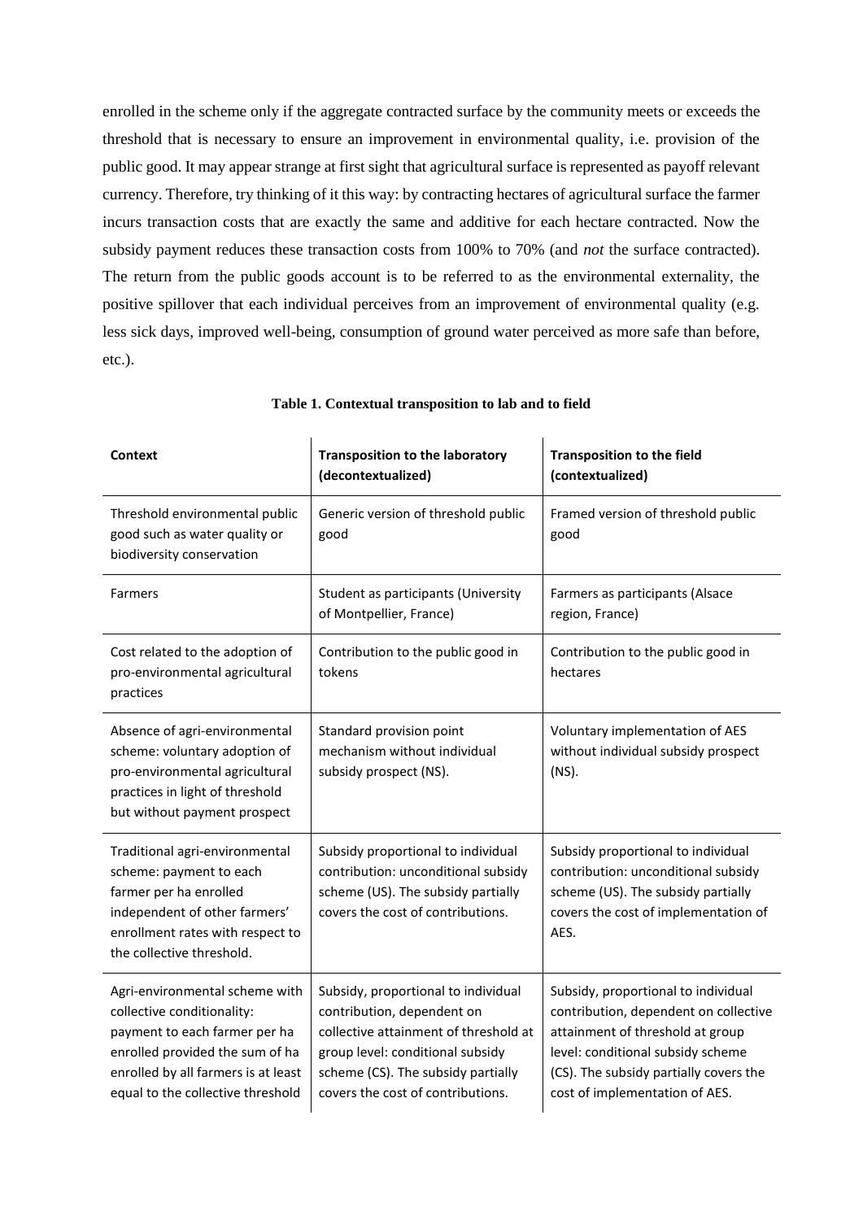enrolled in the scheme only if the aggregate contracted surface by the community meets or exceeds the threshold that is necessary to ensure an improvement in environmental quality, i.e. provision of the public good. It may appear strange at first sight that agricultural surface is represented as payoff relevant currency. Therefore, try thinking of it this way: by contracting hectares of agricultural surface the farmer incurs transaction costs that are exactly the same and additive for each hectare contracted. Now the subsidy payment reduces these transaction costs from 100% to 70% (and *not* the surface contracted). The return from the public goods account is to be referred to as the environmental externality, the positive spillover that each individual perceives from an improvement of environmental quality (e.g. less sick days, improved well-being, consumption of ground water perceived as more safe than before, etc.).

**Table 1. Contextual transposition to lab and to field**

| **Context** | **Transposition to the laboratory (decontextualized)** | **Transposition to the field (contextualized)** |
|---|---|---|
| Threshold environmental public good such as water quality or biodiversity conservation | Generic version of threshold public good | Framed version of threshold public good |
| Farmers | Student as participants (University of Montpellier, France) | Farmers as participants (Alsace region, France) |
| Cost related to the adoption of pro-environmental agricultural practices | Contribution to the public good in tokens | Contribution to the public good in hectares |
| Absence of agri-environmental scheme: voluntary adoption of pro-environmental agricultural practices in light of threshold but without payment prospect | Standard provision point mechanism without individual subsidy prospect (NS). | Voluntary implementation of AES without individual subsidy prospect (NS). |
| Traditional agri-environmental scheme: payment to each farmer per ha enrolled independent of other farmers' enrollment rates with respect to the collective threshold. | Subsidy proportional to individual contribution: unconditional subsidy scheme (US). The subsidy partially covers the cost of contributions. | Subsidy proportional to individual contribution: unconditional subsidy scheme (US). The subsidy partially covers the cost of implementation of AES. |
| Agri-environmental scheme with collective conditionality: payment to each farmer per ha enrolled provided the sum of ha enrolled by all farmers is at least equal to the collective threshold | Subsidy, proportional to individual contribution, dependent on collective attainment of threshold at group level: conditional subsidy scheme (CS). The subsidy partially covers the cost of contributions. | Subsidy, proportional to individual contribution, dependent on collective attainment of threshold at group level: conditional subsidy scheme (CS). The subsidy partially covers the cost of implementation of AES. |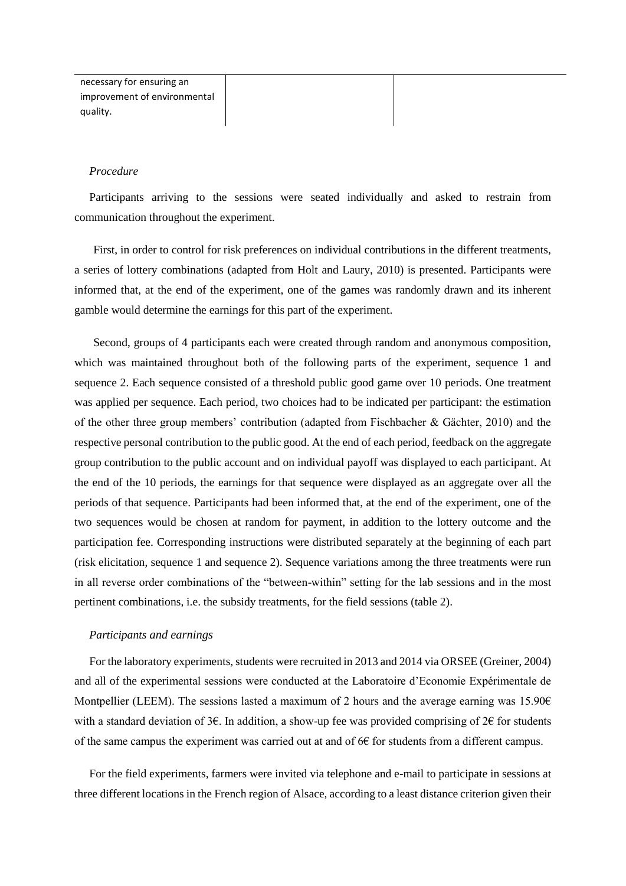| necessary for ensuring an improvement of environmental quality. | | |
|---|---|---|

*Procedure*

Participants arriving to the sessions were seated individually and asked to restrain from communication throughout the experiment.

First, in order to control for risk preferences on individual contributions in the different treatments, a series of lottery combinations (adapted from Holt and Laury, 2010) is presented. Participants were informed that, at the end of the experiment, one of the games was randomly drawn and its inherent gamble would determine the earnings for this part of the experiment.

Second, groups of 4 participants each were created through random and anonymous composition, which was maintained throughout both of the following parts of the experiment, sequence 1 and sequence 2. Each sequence consisted of a threshold public good game over 10 periods. One treatment was applied per sequence. Each period, two choices had to be indicated per participant: the estimation of the other three group members' contribution (adapted from Fischbacher & Gächter, 2010) and the respective personal contribution to the public good. At the end of each period, feedback on the aggregate group contribution to the public account and on individual payoff was displayed to each participant. At the end of the 10 periods, the earnings for that sequence were displayed as an aggregate over all the periods of that sequence. Participants had been informed that, at the end of the experiment, one of the two sequences would be chosen at random for payment, in addition to the lottery outcome and the participation fee. Corresponding instructions were distributed separately at the beginning of each part (risk elicitation, sequence 1 and sequence 2). Sequence variations among the three treatments were run in all reverse order combinations of the "between-within" setting for the lab sessions and in the most pertinent combinations, i.e. the subsidy treatments, for the field sessions (table 2).

*Participants and earnings*

For the laboratory experiments, students were recruited in 2013 and 2014 via ORSEE (Greiner, 2004) and all of the experimental sessions were conducted at the Laboratoire d'Economie Expérimentale de Montpellier (LEEM). The sessions lasted a maximum of 2 hours and the average earning was 15.90€ with a standard deviation of 3€. In addition, a show-up fee was provided comprising of 2€ for students of the same campus the experiment was carried out at and of 6€ for students from a different campus.

For the field experiments, farmers were invited via telephone and e-mail to participate in sessions at three different locations in the French region of Alsace, according to a least distance criterion given their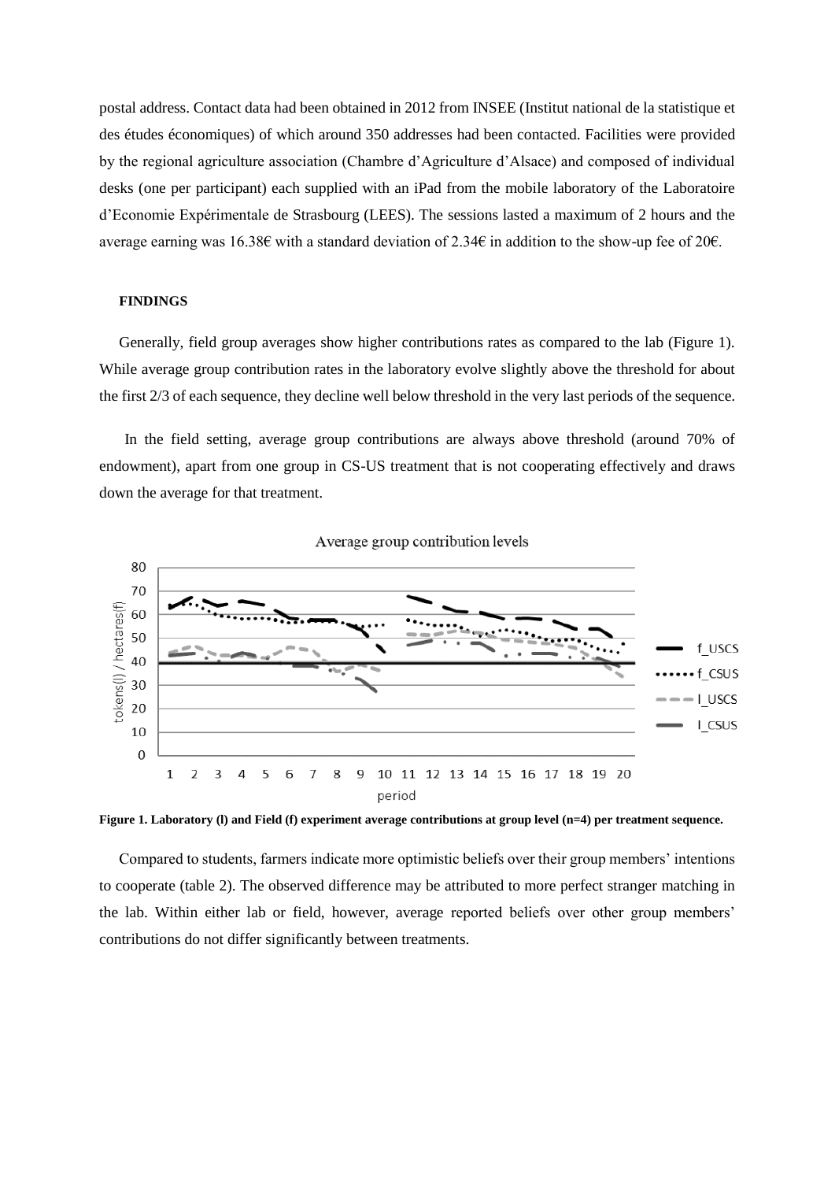postal address. Contact data had been obtained in 2012 from INSEE (Institut national de la statistique et des études économiques) of which around 350 addresses had been contacted. Facilities were provided by the regional agriculture association (Chambre d'Agriculture d'Alsace) and composed of individual desks (one per participant) each supplied with an iPad from the mobile laboratory of the Laboratoire d'Economie Expérimentale de Strasbourg (LEES). The sessions lasted a maximum of 2 hours and the average earning was 16.38€ with a standard deviation of 2.34€ in addition to the show-up fee of 20€.

#### FINDINGS

Generally, field group averages show higher contributions rates as compared to the lab (Figure 1). While average group contribution rates in the laboratory evolve slightly above the threshold for about the first 2/3 of each sequence, they decline well below threshold in the very last periods of the sequence.

In the field setting, average group contributions are always above threshold (around 70% of endowment), apart from one group in CS-US treatment that is not cooperating effectively and draws down the average for that treatment.

**Figure 1. Laboratory (l) and Field (f) experiment average contributions at group level (n=4) per treatment sequence.**

Compared to students, farmers indicate more optimistic beliefs over their group members' intentions to cooperate (table 2). The observed difference may be attributed to more perfect stranger matching in the lab. Within either lab or field, however, average reported beliefs over other group members' contributions do not differ significantly between treatments.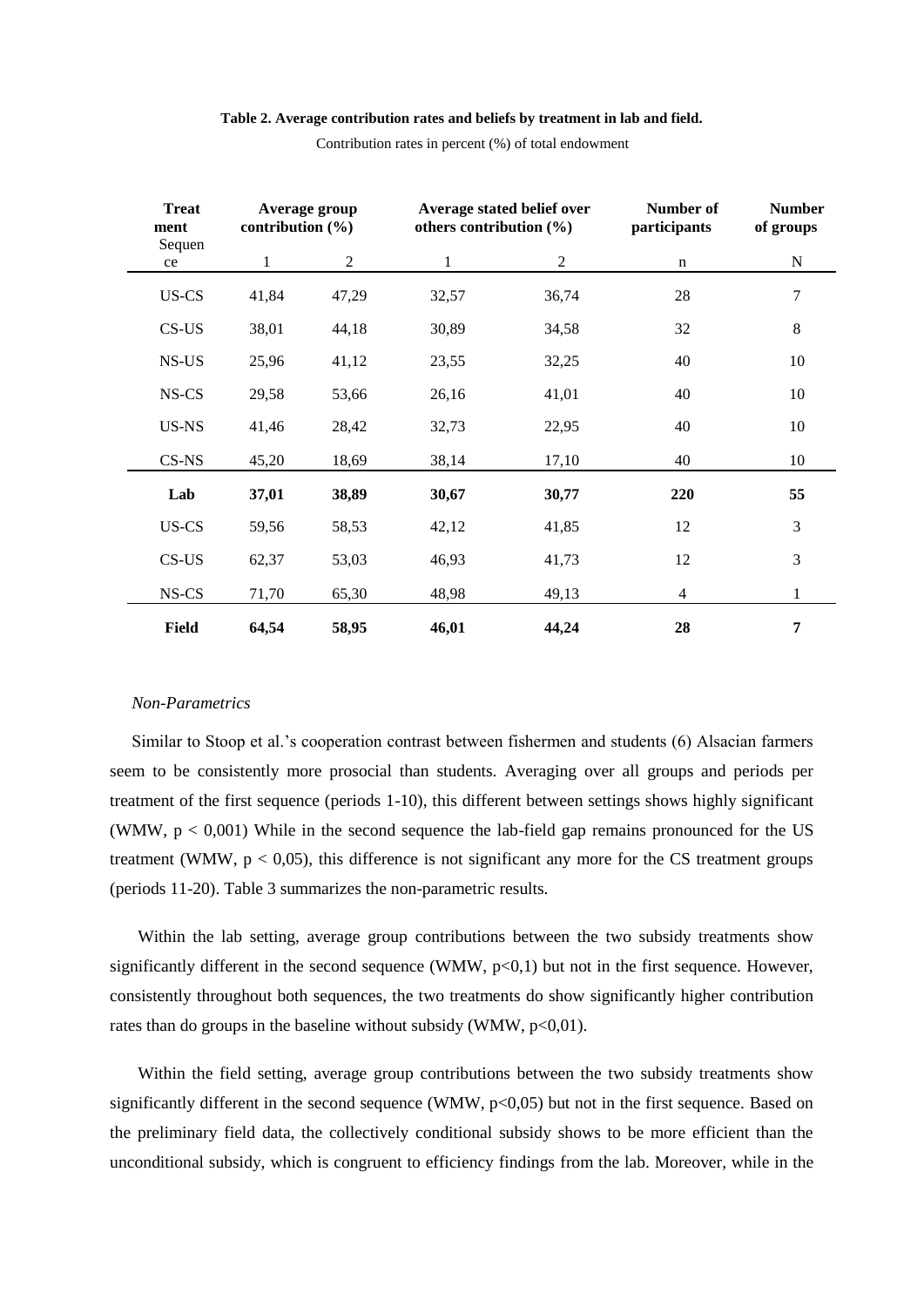**Table 2. Average contribution rates and beliefs by treatment in lab and field.**

Contribution rates in percent (%) of total endowment

| Treatment | Average group contribution (%) | | Average stated belief over others contribution (%) | | Number of participants | Number of groups |
|---|---|---|---|---|---|---|
| Sequence | 1 | 2 | 1 | 2 | n | N |
| US-CS | 41,84 | 47,29 | 32,57 | 36,74 | 28 | 7 |
| CS-US | 38,01 | 44,18 | 30,89 | 34,58 | 32 | 8 |
| NS-US | 25,96 | 41,12 | 23,55 | 32,25 | 40 | 10 |
| NS-CS | 29,58 | 53,66 | 26,16 | 41,01 | 40 | 10 |
| US-NS | 41,46 | 28,42 | 32,73 | 22,95 | 40 | 10 |
| CS-NS | 45,20 | 18,69 | 38,14 | 17,10 | 40 | 10 |
| **Lab** | **37,01** | **38,89** | **30,67** | **30,77** | **220** | **55** |
| US-CS | 59,56 | 58,53 | 42,12 | 41,85 | 12 | 3 |
| CS-US | 62,37 | 53,03 | 46,93 | 41,73 | 12 | 3 |
| NS-CS | 71,70 | 65,30 | 48,98 | 49,13 | 4 | 1 |
| **Field** | **64,54** | **58,95** | **46,01** | **44,24** | **28** | **7** |

*Non-Parametrics*

Similar to Stoop et al.'s cooperation contrast between fishermen and students (6) Alsacian farmers seem to be consistently more prosocial than students. Averaging over all groups and periods per treatment of the first sequence (periods 1-10), this different between settings shows highly significant (WMW, $p < 0{,}001$) While in the second sequence the lab-field gap remains pronounced for the US treatment (WMW, $p < 0{,}05$), this difference is not significant any more for the CS treatment groups (periods 11-20). Table 3 summarizes the non-parametric results.

Within the lab setting, average group contributions between the two subsidy treatments show significantly different in the second sequence (WMW, $p<0{,}1$) but not in the first sequence. However, consistently throughout both sequences, the two treatments do show significantly higher contribution rates than do groups in the baseline without subsidy (WMW, $p<0{,}01$).

Within the field setting, average group contributions between the two subsidy treatments show significantly different in the second sequence (WMW, $p<0{,}05$) but not in the first sequence. Based on the preliminary field data, the collectively conditional subsidy shows to be more efficient than the unconditional subsidy, which is congruent to efficiency findings from the lab. Moreover, while in the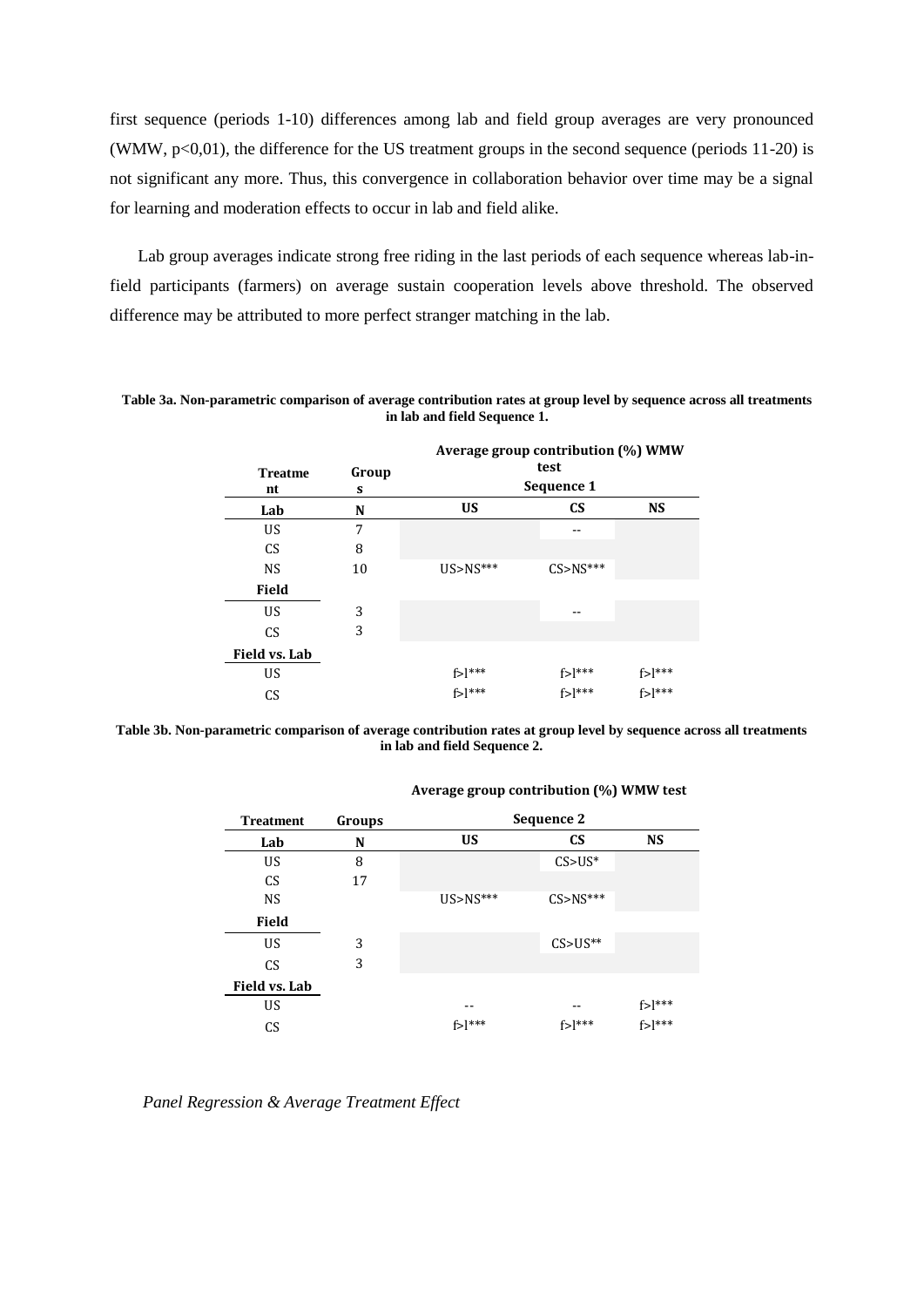first sequence (periods 1-10) differences among lab and field group averages are very pronounced (WMW, $p<0{,}01$), the difference for the US treatment groups in the second sequence (periods 11-20) is not significant any more. Thus, this convergence in collaboration behavior over time may be a signal for learning and moderation effects to occur in lab and field alike.

Lab group averages indicate strong free riding in the last periods of each sequence whereas lab-in-field participants (farmers) on average sustain cooperation levels above threshold. The observed difference may be attributed to more perfect stranger matching in the lab.

**Table 3a. Non-parametric comparison of average contribution rates at group level by sequence across all treatments in lab and field Sequence 1.**

| Treatment | Groups | Average group contribution (%) WMW test Sequence 1 | | |
|---|---|---|---|---|
| **Lab** | **N** | **US** | **CS** | **NS** |
| US | 7 | | -- | |
| CS | 8 | | | |
| NS | 10 | US>NS*** | CS>NS*** | |
| **Field** | | | | |
| US | 3 | | -- | |
| CS | 3 | | | |
| **Field vs. Lab** | | | | |
| US | | f>l*** | f>l*** | f>l*** |
| CS | | f>l*** | f>l*** | f>l*** |

**Table 3b. Non-parametric comparison of average contribution rates at group level by sequence across all treatments in lab and field Sequence 2.**

| Treatment | Groups | Average group contribution (%) WMW test Sequence 2 | | |
|---|---|---|---|---|
| **Lab** | **N** | **US** | **CS** | **NS** |
| US | 8 | | CS>US* | |
| CS | 17 | | | |
| NS | | US>NS*** | CS>NS*** | |
| **Field** | | | | |
| US | 3 | | CS>US** | |
| CS | 3 | | | |
| **Field vs. Lab** | | | | |
| US | | -- | -- | f>l*** |
| CS | | f>l*** | f>l*** | f>l*** |

*Panel Regression & Average Treatment Effect*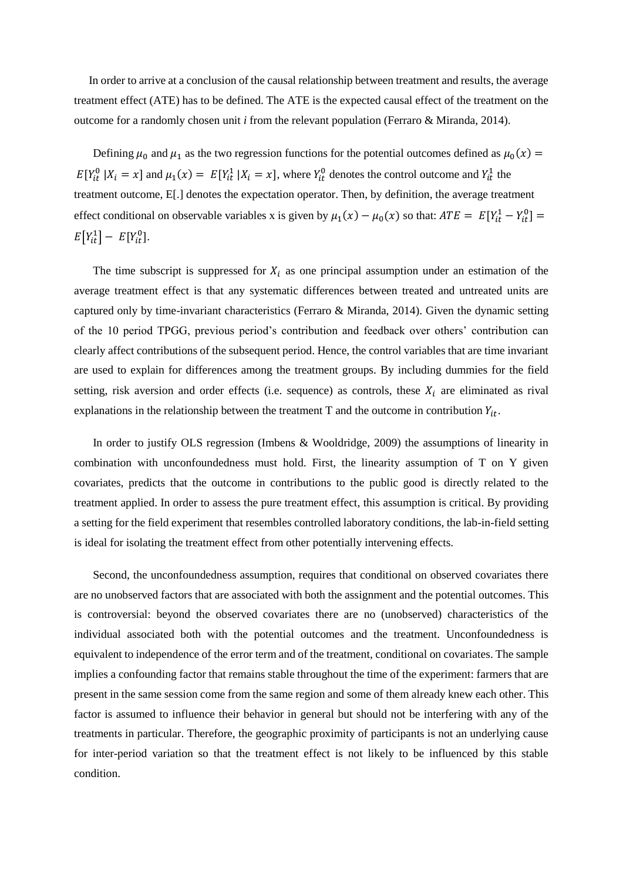In order to arrive at a conclusion of the causal relationship between treatment and results, the average treatment effect (ATE) has to be defined. The ATE is the expected causal effect of the treatment on the outcome for a randomly chosen unit *i* from the relevant population (Ferraro & Miranda, 2014).

Defining $\mu_0$ and $\mu_1$ as the two regression functions for the potential outcomes defined as $\mu_0(x) = E[Y_{it}^0 \,|X_i = x]$ and $\mu_1(x) = E[Y_{it}^1 \,|X_i = x]$, where $Y_{it}^0$ denotes the control outcome and $Y_{it}^1$ the treatment outcome, E[.] denotes the expectation operator. Then, by definition, the average treatment effect conditional on observable variables x is given by $\mu_1(x) - \mu_0(x)$ so that: $ATE = E[Y_{it}^1 - Y_{it}^0] = E\big[Y_{it}^1\big] - E[Y_{it}^0]$.

The time subscript is suppressed for $X_i$ as one principal assumption under an estimation of the average treatment effect is that any systematic differences between treated and untreated units are captured only by time-invariant characteristics (Ferraro & Miranda, 2014). Given the dynamic setting of the 10 period TPGG, previous period's contribution and feedback over others' contribution can clearly affect contributions of the subsequent period. Hence, the control variables that are time invariant are used to explain for differences among the treatment groups. By including dummies for the field setting, risk aversion and order effects (i.e. sequence) as controls, these $X_i$ are eliminated as rival explanations in the relationship between the treatment T and the outcome in contribution $Y_{it}$.

In order to justify OLS regression (Imbens & Wooldridge, 2009) the assumptions of linearity in combination with unconfoundedness must hold. First, the linearity assumption of T on Y given covariates, predicts that the outcome in contributions to the public good is directly related to the treatment applied. In order to assess the pure treatment effect, this assumption is critical. By providing a setting for the field experiment that resembles controlled laboratory conditions, the lab-in-field setting is ideal for isolating the treatment effect from other potentially intervening effects.

Second, the unconfoundedness assumption, requires that conditional on observed covariates there are no unobserved factors that are associated with both the assignment and the potential outcomes. This is controversial: beyond the observed covariates there are no (unobserved) characteristics of the individual associated both with the potential outcomes and the treatment. Unconfoundedness is equivalent to independence of the error term and of the treatment, conditional on covariates. The sample implies a confounding factor that remains stable throughout the time of the experiment: farmers that are present in the same session come from the same region and some of them already knew each other. This factor is assumed to influence their behavior in general but should not be interfering with any of the treatments in particular. Therefore, the geographic proximity of participants is not an underlying cause for inter-period variation so that the treatment effect is not likely to be influenced by this stable condition.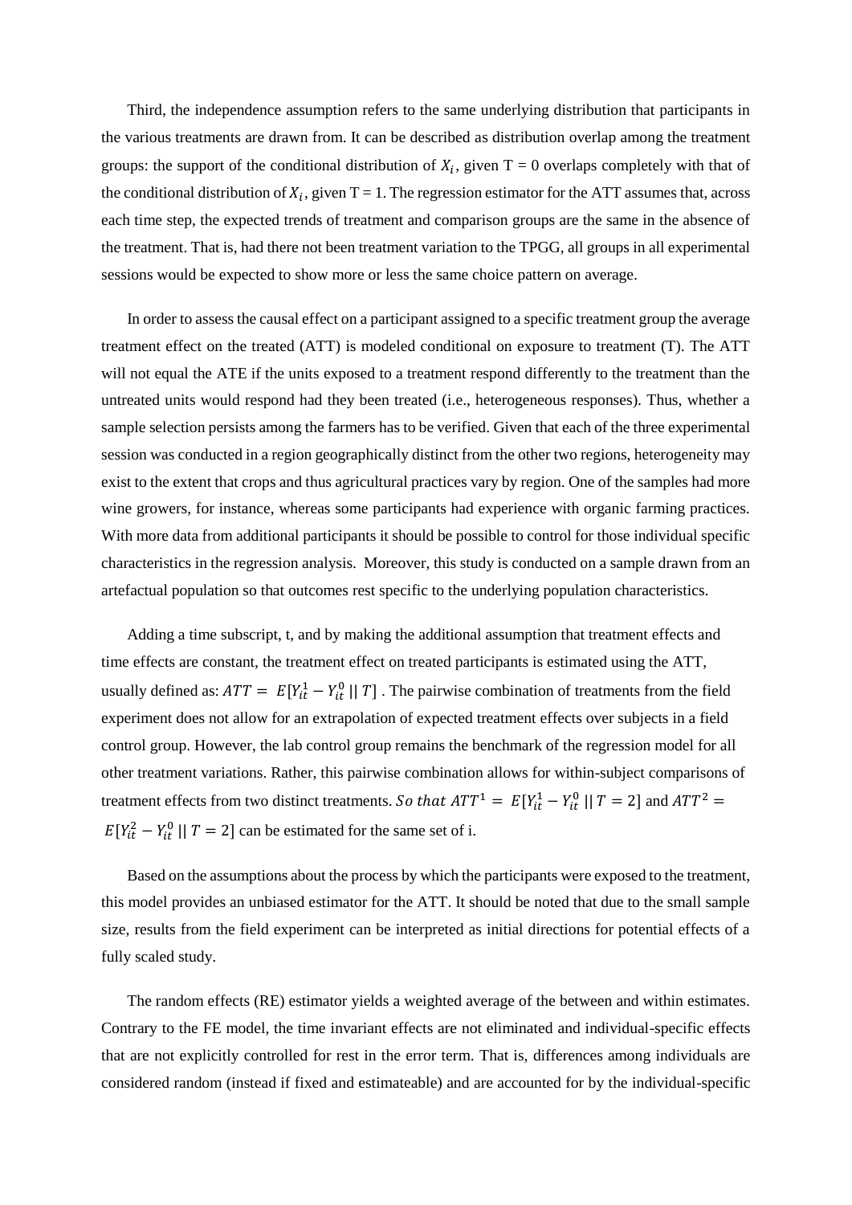Third, the independence assumption refers to the same underlying distribution that participants in the various treatments are drawn from. It can be described as distribution overlap among the treatment groups: the support of the conditional distribution of $X_i$, given T = 0 overlaps completely with that of the conditional distribution of $X_i$, given T = 1. The regression estimator for the ATT assumes that, across each time step, the expected trends of treatment and comparison groups are the same in the absence of the treatment. That is, had there not been treatment variation to the TPGG, all groups in all experimental sessions would be expected to show more or less the same choice pattern on average.

In order to assess the causal effect on a participant assigned to a specific treatment group the average treatment effect on the treated (ATT) is modeled conditional on exposure to treatment (T). The ATT will not equal the ATE if the units exposed to a treatment respond differently to the treatment than the untreated units would respond had they been treated (i.e., heterogeneous responses). Thus, whether a sample selection persists among the farmers has to be verified. Given that each of the three experimental session was conducted in a region geographically distinct from the other two regions, heterogeneity may exist to the extent that crops and thus agricultural practices vary by region. One of the samples had more wine growers, for instance, whereas some participants had experience with organic farming practices. With more data from additional participants it should be possible to control for those individual specific characteristics in the regression analysis. Moreover, this study is conducted on a sample drawn from an artefactual population so that outcomes rest specific to the underlying population characteristics.

Adding a time subscript, t, and by making the additional assumption that treatment effects and time effects are constant, the treatment effect on treated participants is estimated using the ATT, usually defined as: $ATT = E[Y_{it}^1 - Y_{it}^0 \,||\, T]$ . The pairwise combination of treatments from the field experiment does not allow for an extrapolation of expected treatment effects over subjects in a field control group. However, the lab control group remains the benchmark of the regression model for all other treatment variations. Rather, this pairwise combination allows for within-subject comparisons of treatment effects from two distinct treatments. $So\ that\ ATT^1 = E[Y_{it}^1 - Y_{it}^0 \,||\, T = 2]$ and $ATT^2 = E[Y_{it}^2 - Y_{it}^0 \,||\, T = 2]$ can be estimated for the same set of i.

Based on the assumptions about the process by which the participants were exposed to the treatment, this model provides an unbiased estimator for the ATT. It should be noted that due to the small sample size, results from the field experiment can be interpreted as initial directions for potential effects of a fully scaled study.

The random effects (RE) estimator yields a weighted average of the between and within estimates. Contrary to the FE model, the time invariant effects are not eliminated and individual-specific effects that are not explicitly controlled for rest in the error term. That is, differences among individuals are considered random (instead if fixed and estimateable) and are accounted for by the individual-specific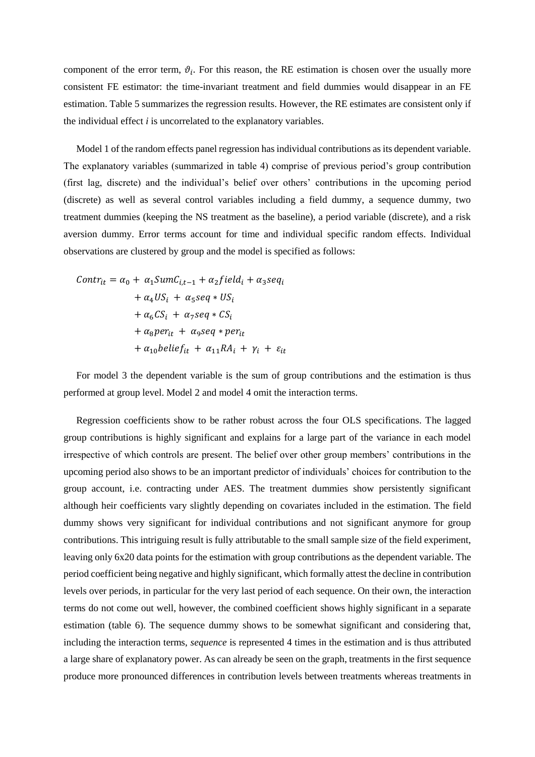component of the error term, $\vartheta_i$. For this reason, the RE estimation is chosen over the usually more consistent FE estimator: the time-invariant treatment and field dummies would disappear in an FE estimation. Table 5 summarizes the regression results. However, the RE estimates are consistent only if the individual effect *i* is uncorrelated to the explanatory variables.

Model 1 of the random effects panel regression has individual contributions as its dependent variable. The explanatory variables (summarized in table 4) comprise of previous period's group contribution (first lag, discrete) and the individual's belief over others' contributions in the upcoming period (discrete) as well as several control variables including a field dummy, a sequence dummy, two treatment dummies (keeping the NS treatment as the baseline), a period variable (discrete), and a risk aversion dummy. Error terms account for time and individual specific random effects. Individual observations are clustered by group and the model is specified as follows:

$$
\begin{aligned}
Contr_{it} = \alpha_0 + \; & \alpha_1 SumC_{i,t-1} + \alpha_2 field_i + \alpha_3 seq_i \\
& + \alpha_4 US_i \; + \; \alpha_5 seq * US_i \\
& + \alpha_6 CS_i \; + \; \alpha_7 seq * CS_i \\
& + \alpha_8 per_{it} \; + \; \alpha_9 seq * per_{it} \\
& + \alpha_{10} belief_{it} \; + \; \alpha_{11} RA_i \; + \; \gamma_i \; + \; \varepsilon_{it}
\end{aligned}
$$

For model 3 the dependent variable is the sum of group contributions and the estimation is thus performed at group level. Model 2 and model 4 omit the interaction terms.

Regression coefficients show to be rather robust across the four OLS specifications. The lagged group contributions is highly significant and explains for a large part of the variance in each model irrespective of which controls are present. The belief over other group members' contributions in the upcoming period also shows to be an important predictor of individuals' choices for contribution to the group account, i.e. contracting under AES. The treatment dummies show persistently significant although heir coefficients vary slightly depending on covariates included in the estimation. The field dummy shows very significant for individual contributions and not significant anymore for group contributions. This intriguing result is fully attributable to the small sample size of the field experiment, leaving only 6x20 data points for the estimation with group contributions as the dependent variable. The period coefficient being negative and highly significant, which formally attest the decline in contribution levels over periods, in particular for the very last period of each sequence. On their own, the interaction terms do not come out well, however, the combined coefficient shows highly significant in a separate estimation (table 6). The sequence dummy shows to be somewhat significant and considering that, including the interaction terms, *sequence* is represented 4 times in the estimation and is thus attributed a large share of explanatory power. As can already be seen on the graph, treatments in the first sequence produce more pronounced differences in contribution levels between treatments whereas treatments in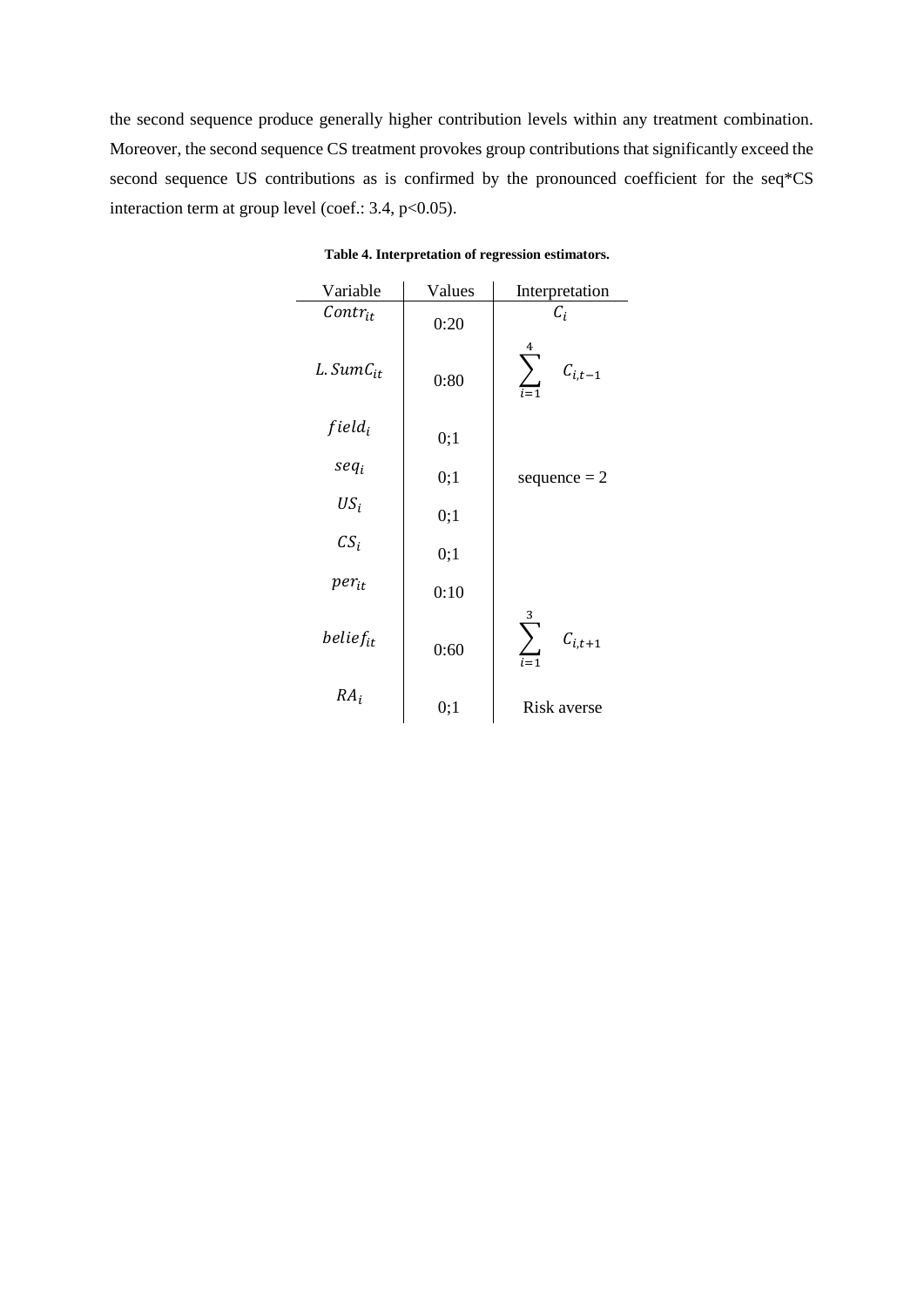the second sequence produce generally higher contribution levels within any treatment combination. Moreover, the second sequence CS treatment provokes group contributions that significantly exceed the second sequence US contributions as is confirmed by the pronounced coefficient for the seq*CS interaction term at group level (coef.: 3.4, p<0.05).

**Table 4. Interpretation of regression estimators.**

| Variable | Values | Interpretation |
|---|---|---|
| $Contr_{it}$ | 0:20 | $C_i$ |
| $L.SumC_{it}$ | 0:80 | $\sum_{i=1}^{4} C_{i,t-1}$ |
| $field_i$ | 0;1 | |
| $seq_i$ | 0;1 | sequence = 2 |
| $US_i$ | 0;1 | |
| $CS_i$ | 0;1 | |
| $per_{it}$ | 0:10 | |
| $belief_{it}$ | 0:60 | $\sum_{i=1}^{3} C_{i,t+1}$ |
| $RA_i$ | 0;1 | Risk averse |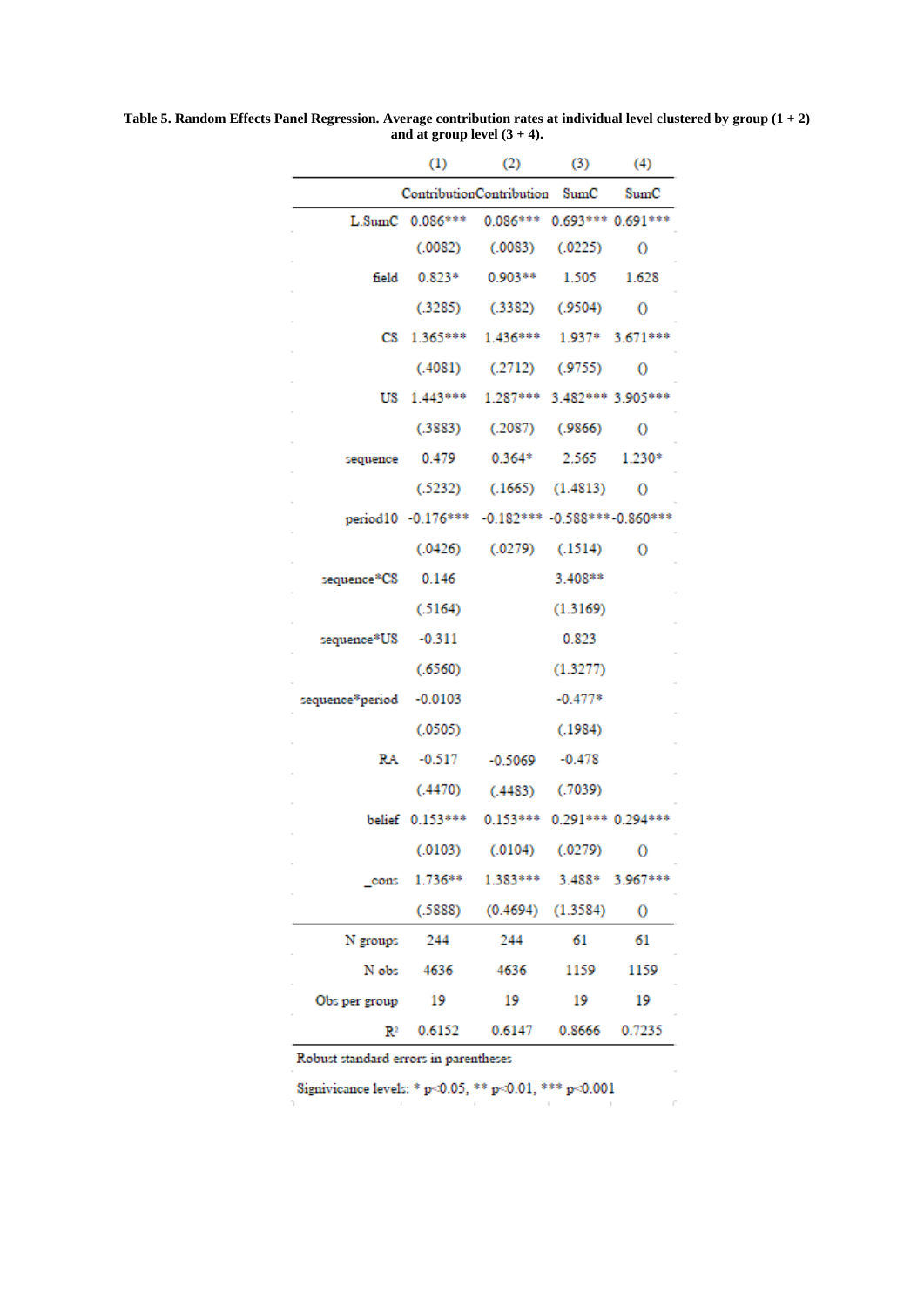**Table 5. Random Effects Panel Regression. Average contribution rates at individual level clustered by group (1 + 2) and at group level (3 + 4).**

| | (1) | (2) | (3) | (4) |
|---|---|---|---|---|
| | Contribution | Contribution | SumC | SumC |
| L.SumC | 0.086*** | 0.086*** | 0.693*** | 0.691*** |
| | (.0082) | (.0083) | (.0225) | () |
| field | 0.823* | 0.903** | 1.505 | 1.628 |
| | (.3285) | (.3382) | (.9504) | () |
| CS | 1.365*** | 1.436*** | 1.937* | 3.671*** |
| | (.4081) | (.2712) | (.9755) | () |
| US | 1.443*** | 1.287*** | 3.482*** | 3.905*** |
| | (.3883) | (.2087) | (.9866) | () |
| sequence | 0.479 | 0.364* | 2.565 | 1.230* |
| | (.5232) | (.1665) | (1.4813) | () |
| period10 | -0.176*** | -0.182*** | -0.588*** | -0.860*** |
| | (.0426) | (.0279) | (.1514) | () |
| sequence*CS | 0.146 | | 3.408** | |
| | (.5164) | | (1.3169) | |
| sequence*US | -0.311 | | 0.823 | |
| | (.6560) | | (1.3277) | |
| sequence*period | -0.0103 | | -0.477* | |
| | (.0505) | | (.1984) | |
| RA | -0.517 | -0.5069 | -0.478 | |
| | (.4470) | (.4483) | (.7039) | |
| belief | 0.153*** | 0.153*** | 0.291*** | 0.294*** |
| | (.0103) | (.0104) | (.0279) | () |
| _cons | 1.736** | 1.383*** | 3.488* | 3.967*** |
| | (.5888) | (0.4694) | (1.3584) | () |
| N groups | 244 | 244 | 61 | 61 |
| N obs | 4636 | 4636 | 1159 | 1159 |
| Obs per group | 19 | 19 | 19 | 19 |
| $R^2$ | 0.6152 | 0.6147 | 0.8666 | 0.7235 |

Robust standard errors in parentheses

Signivicance levels: * p<0.05, ** p<0.01, *** p<0.001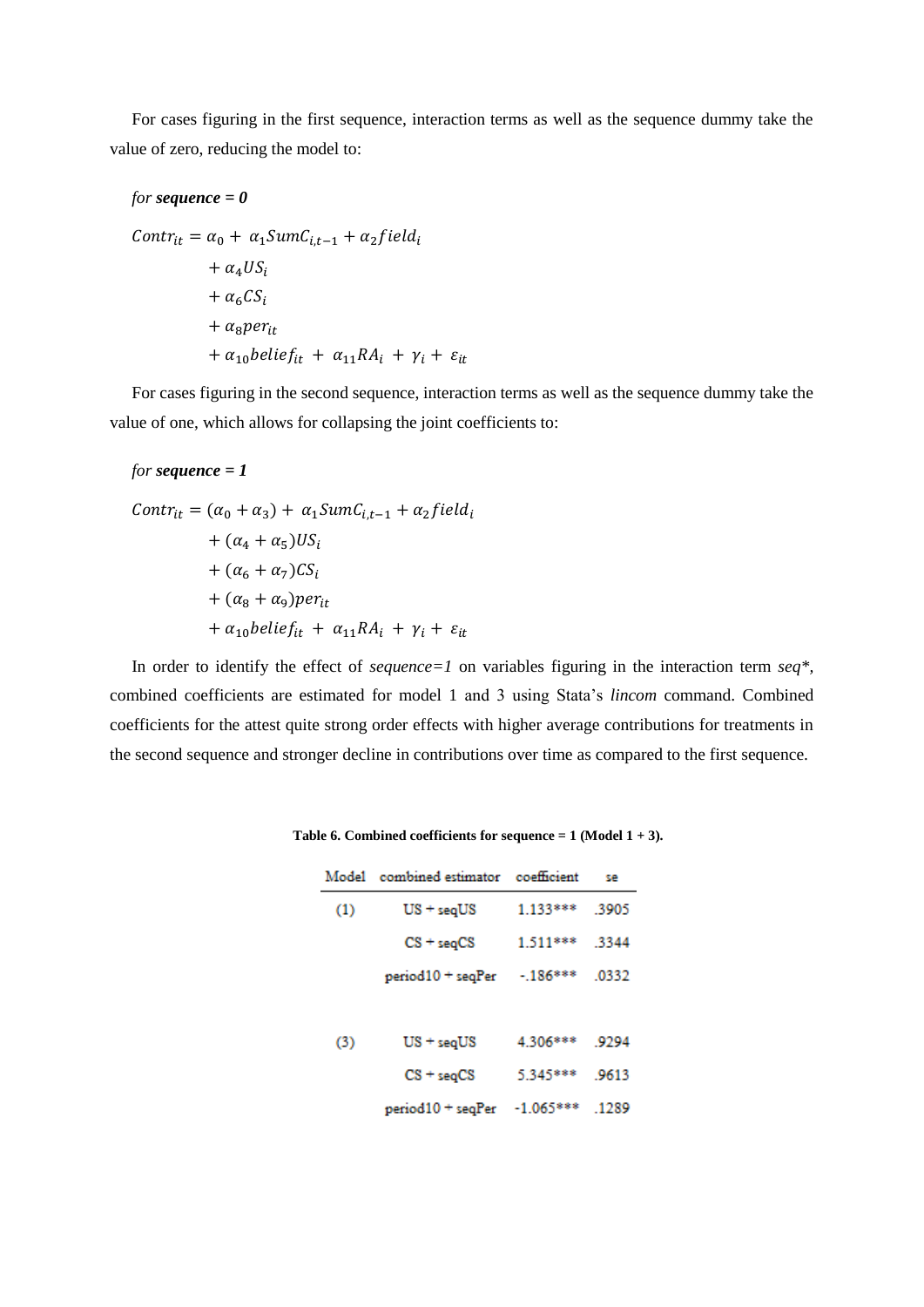For cases figuring in the first sequence, interaction terms as well as the sequence dummy take the value of zero, reducing the model to:

*for **sequence = 0***

$$
\begin{aligned}
Contr_{it} = \alpha_0 + \alpha_1 SumC_{i,t-1} + \alpha_2 field_i \\
+ \alpha_4 US_i \\
+ \alpha_6 CS_i \\
+ \alpha_8 per_{it} \\
+ \alpha_{10} belief_{it} + \alpha_{11} RA_i + \gamma_i + \varepsilon_{it}
\end{aligned}
$$

For cases figuring in the second sequence, interaction terms as well as the sequence dummy take the value of one, which allows for collapsing the joint coefficients to:

*for **sequence = 1***

$$
\begin{aligned}
Contr_{it} = (\alpha_0 + \alpha_3) + \alpha_1 SumC_{i,t-1} + \alpha_2 field_i \\
+ (\alpha_4 + \alpha_5) US_i \\
+ (\alpha_6 + \alpha_7) CS_i \\
+ (\alpha_8 + \alpha_9) per_{it} \\
+ \alpha_{10} belief_{it} + \alpha_{11} RA_i + \gamma_i + \varepsilon_{it}
\end{aligned}
$$

In order to identify the effect of *sequence=1* on variables figuring in the interaction term *seq\**, combined coefficients are estimated for model 1 and 3 using Stata's *lincom* command. Combined coefficients for the attest quite strong order effects with higher average contributions for treatments in the second sequence and stronger decline in contributions over time as compared to the first sequence.

**Table 6. Combined coefficients for sequence = 1 (Model 1 + 3).**

| Model | combined estimator | coefficient | se |
|---|---|---|---|
| (1) | US + seqUS | 1.133*** | .3905 |
| | CS + seqCS | 1.511*** | .3344 |
| | period10 + seqPer | -.186*** | .0332 |
| (3) | US + seqUS | 4.306*** | .9294 |
| | CS + seqCS | 5.345*** | .9613 |
| | period10 + seqPer | -1.065*** | .1289 |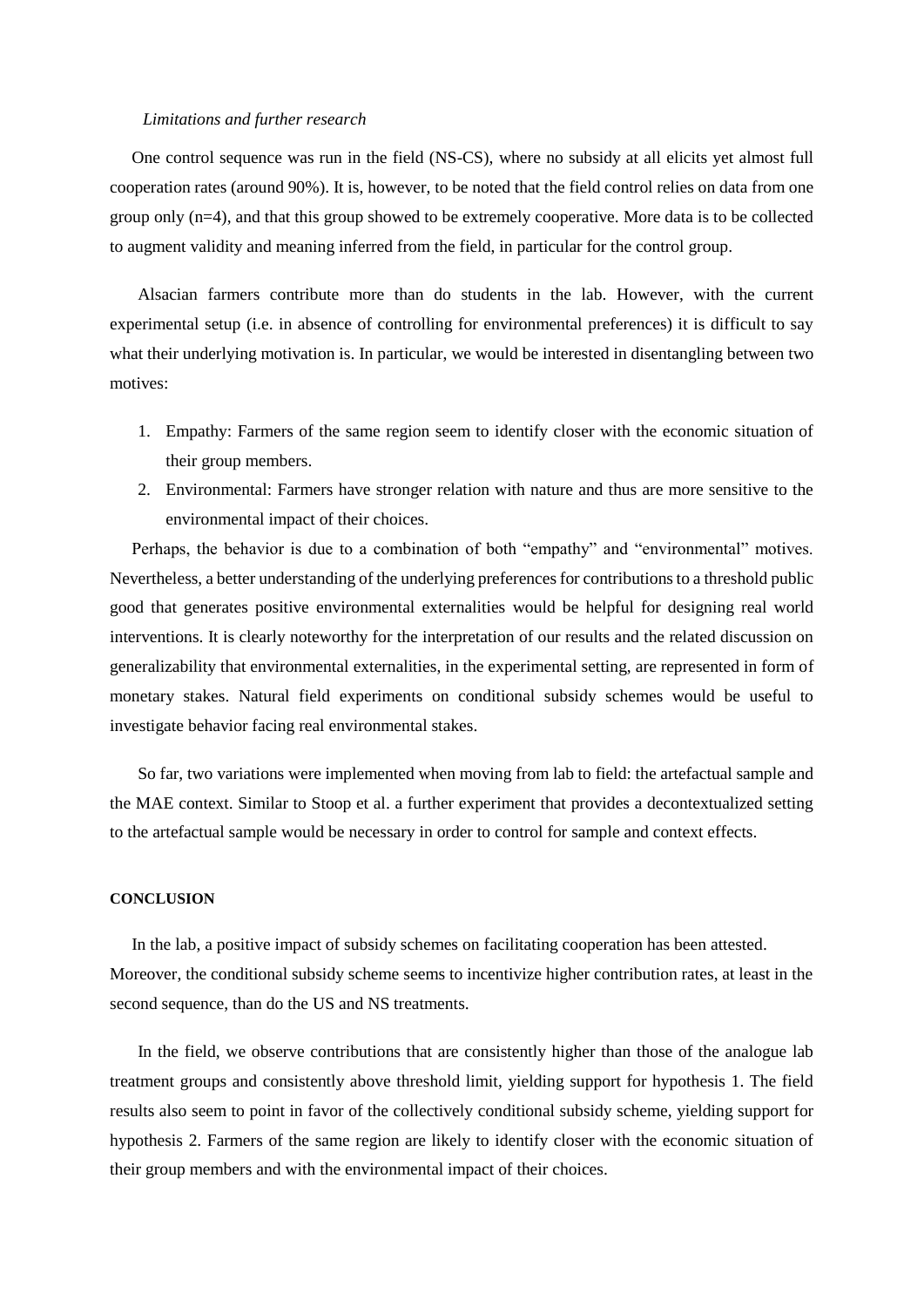*Limitations and further research*

One control sequence was run in the field (NS-CS), where no subsidy at all elicits yet almost full cooperation rates (around 90%). It is, however, to be noted that the field control relies on data from one group only (n=4), and that this group showed to be extremely cooperative. More data is to be collected to augment validity and meaning inferred from the field, in particular for the control group.

Alsacian farmers contribute more than do students in the lab. However, with the current experimental setup (i.e. in absence of controlling for environmental preferences) it is difficult to say what their underlying motivation is. In particular, we would be interested in disentangling between two motives:

1. Empathy: Farmers of the same region seem to identify closer with the economic situation of their group members.
2. Environmental: Farmers have stronger relation with nature and thus are more sensitive to the environmental impact of their choices.

Perhaps, the behavior is due to a combination of both "empathy" and "environmental" motives. Nevertheless, a better understanding of the underlying preferences for contributions to a threshold public good that generates positive environmental externalities would be helpful for designing real world interventions. It is clearly noteworthy for the interpretation of our results and the related discussion on generalizability that environmental externalities, in the experimental setting, are represented in form of monetary stakes. Natural field experiments on conditional subsidy schemes would be useful to investigate behavior facing real environmental stakes.

So far, two variations were implemented when moving from lab to field: the artefactual sample and the MAE context. Similar to Stoop et al. a further experiment that provides a decontextualized setting to the artefactual sample would be necessary in order to control for sample and context effects.

**CONCLUSION**

In the lab, a positive impact of subsidy schemes on facilitating cooperation has been attested. Moreover, the conditional subsidy scheme seems to incentivize higher contribution rates, at least in the second sequence, than do the US and NS treatments.

In the field, we observe contributions that are consistently higher than those of the analogue lab treatment groups and consistently above threshold limit, yielding support for hypothesis 1. The field results also seem to point in favor of the collectively conditional subsidy scheme, yielding support for hypothesis 2. Farmers of the same region are likely to identify closer with the economic situation of their group members and with the environmental impact of their choices.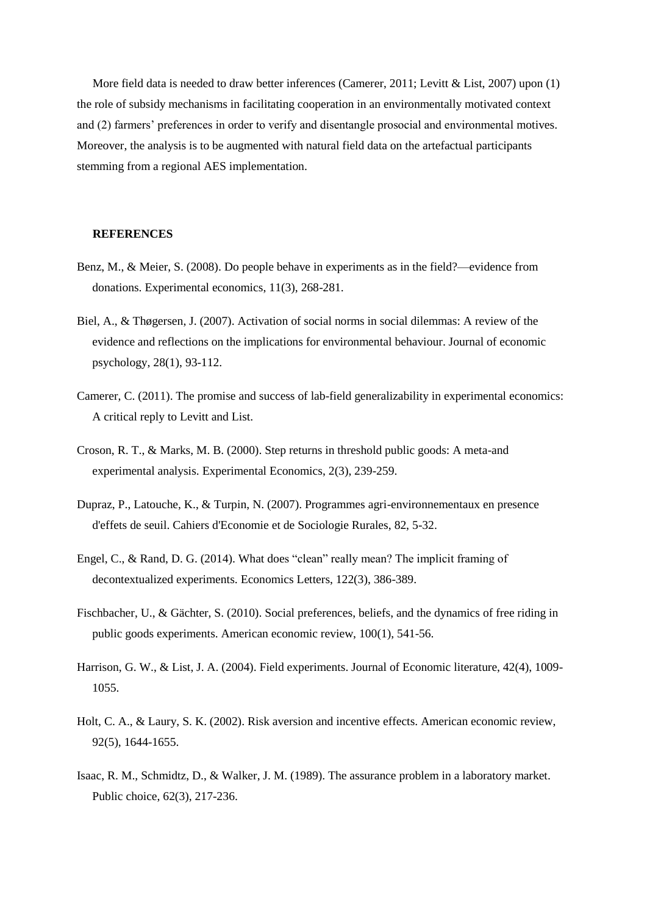More field data is needed to draw better inferences (Camerer, 2011; Levitt & List, 2007) upon (1) the role of subsidy mechanisms in facilitating cooperation in an environmentally motivated context and (2) farmers' preferences in order to verify and disentangle prosocial and environmental motives. Moreover, the analysis is to be augmented with natural field data on the artefactual participants stemming from a regional AES implementation.

**REFERENCES**

Benz, M., & Meier, S. (2008). Do people behave in experiments as in the field?—evidence from donations. Experimental economics, 11(3), 268-281.

Biel, A., & Thøgersen, J. (2007). Activation of social norms in social dilemmas: A review of the evidence and reflections on the implications for environmental behaviour. Journal of economic psychology, 28(1), 93-112.

Camerer, C. (2011). The promise and success of lab-field generalizability in experimental economics: A critical reply to Levitt and List.

Croson, R. T., & Marks, M. B. (2000). Step returns in threshold public goods: A meta-and experimental analysis. Experimental Economics, 2(3), 239-259.

Dupraz, P., Latouche, K., & Turpin, N. (2007). Programmes agri-environnementaux en presence d'effets de seuil. Cahiers d'Economie et de Sociologie Rurales, 82, 5-32.

Engel, C., & Rand, D. G. (2014). What does "clean" really mean? The implicit framing of decontextualized experiments. Economics Letters, 122(3), 386-389.

Fischbacher, U., & Gächter, S. (2010). Social preferences, beliefs, and the dynamics of free riding in public goods experiments. American economic review, 100(1), 541-56.

Harrison, G. W., & List, J. A. (2004). Field experiments. Journal of Economic literature, 42(4), 1009-1055.

Holt, C. A., & Laury, S. K. (2002). Risk aversion and incentive effects. American economic review, 92(5), 1644-1655.

Isaac, R. M., Schmidtz, D., & Walker, J. M. (1989). The assurance problem in a laboratory market. Public choice, 62(3), 217-236.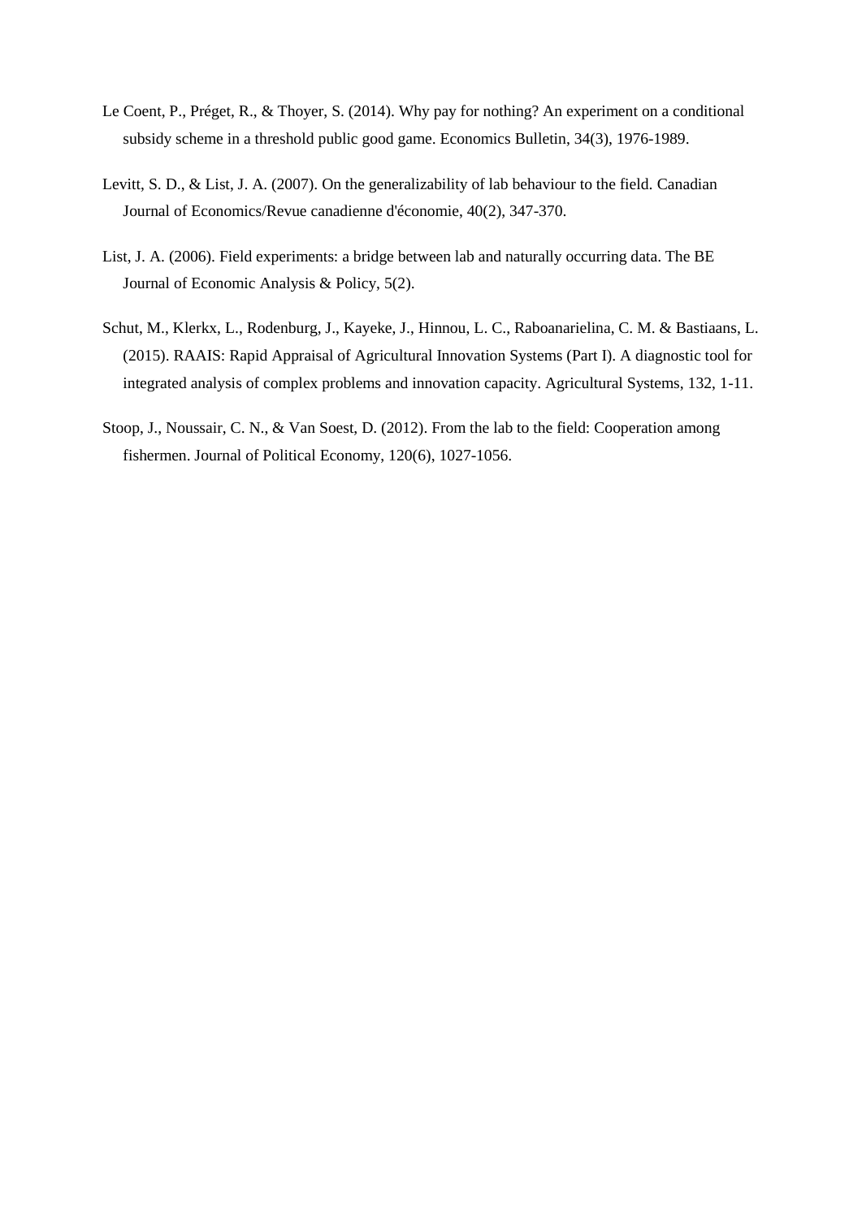Le Coent, P., Préget, R., & Thoyer, S. (2014). Why pay for nothing? An experiment on a conditional subsidy scheme in a threshold public good game. Economics Bulletin, 34(3), 1976-1989.

Levitt, S. D., & List, J. A. (2007). On the generalizability of lab behaviour to the field. Canadian Journal of Economics/Revue canadienne d'économie, 40(2), 347-370.

List, J. A. (2006). Field experiments: a bridge between lab and naturally occurring data. The BE Journal of Economic Analysis & Policy, 5(2).

Schut, M., Klerkx, L., Rodenburg, J., Kayeke, J., Hinnou, L. C., Raboanarielina, C. M. & Bastiaans, L. (2015). RAAIS: Rapid Appraisal of Agricultural Innovation Systems (Part I). A diagnostic tool for integrated analysis of complex problems and innovation capacity. Agricultural Systems, 132, 1-11.

Stoop, J., Noussair, C. N., & Van Soest, D. (2012). From the lab to the field: Cooperation among fishermen. Journal of Political Economy, 120(6), 1027-1056.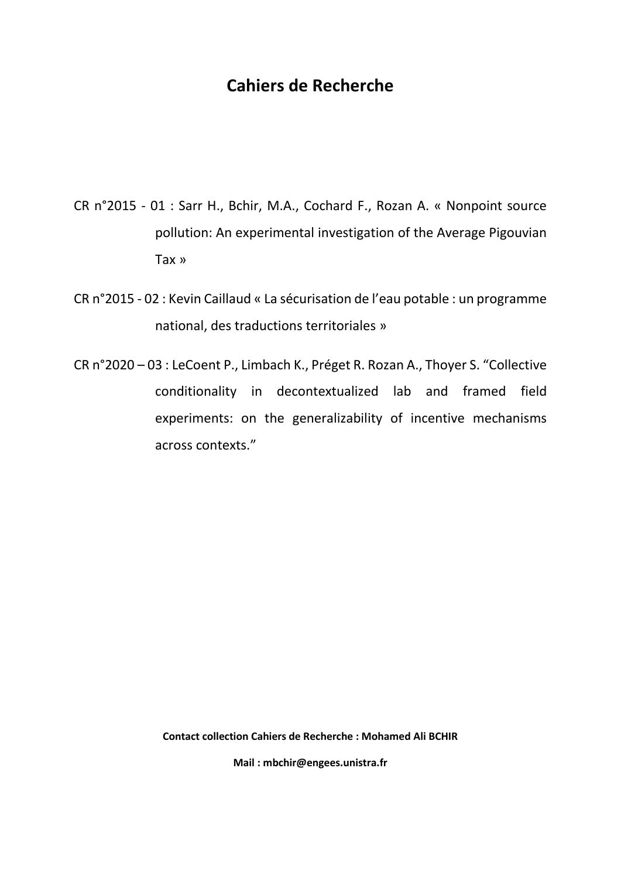# Cahiers de Recherche

CR n°2015 - 01 : Sarr H., Bchir, M.A., Cochard F., Rozan A. « Nonpoint source pollution: An experimental investigation of the Average Pigouvian Tax »

CR n°2015 - 02 : Kevin Caillaud « La sécurisation de l'eau potable : un programme national, des traductions territoriales »

CR n°2020 – 03 : LeCoent P., Limbach K., Préget R. Rozan A., Thoyer S. "Collective conditionality in decontextualized lab and framed field experiments: on the generalizability of incentive mechanisms across contexts."

**Contact collection Cahiers de Recherche : Mohamed Ali BCHIR**

**Mail : mbchir@engees.unistra.fr**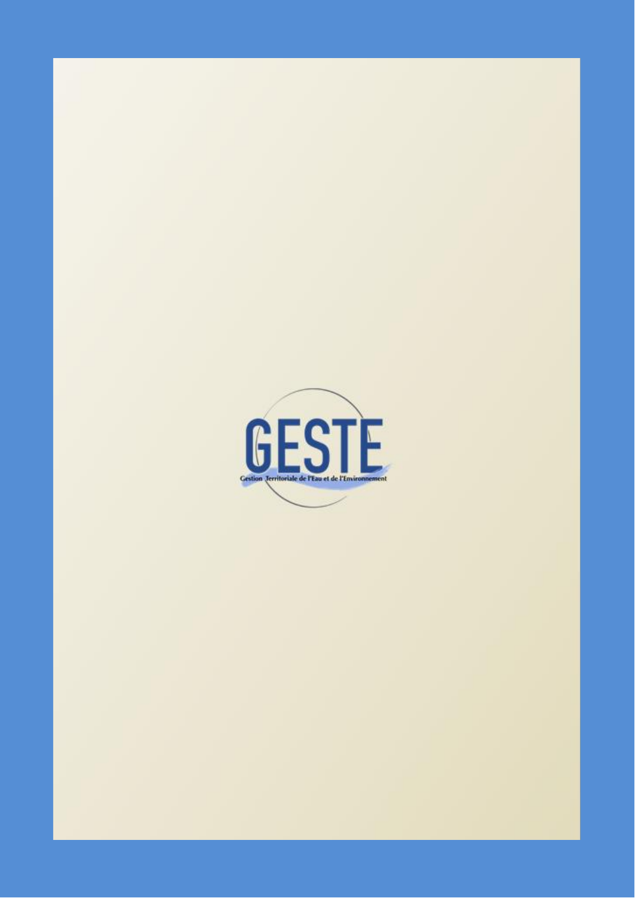GESTE

Gestion Territoriale de l'Eau et de l'Environnement